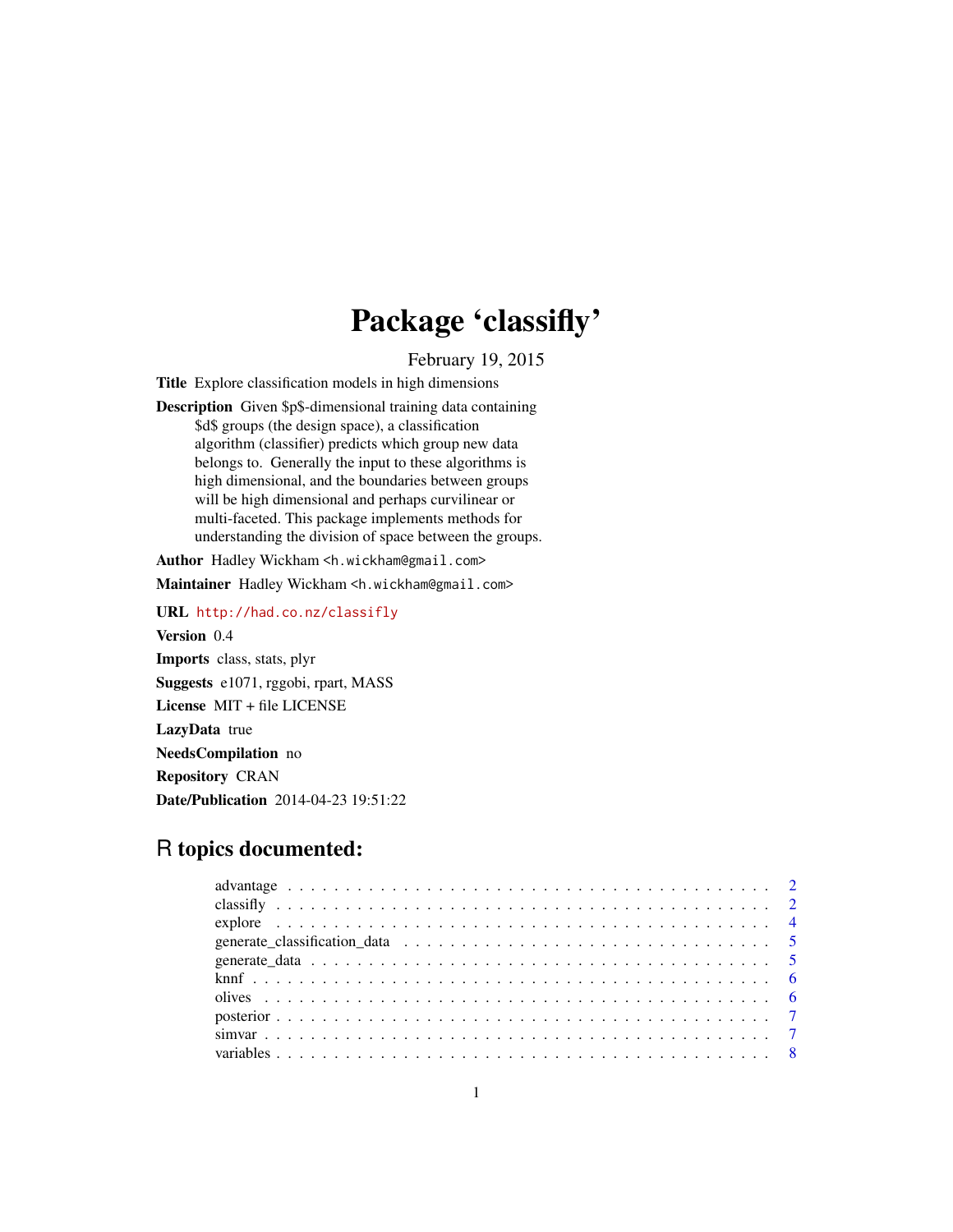# Package 'classifly'

February 19, 2015

**Title** Explore classification models in high dimensions

**Description** Given $p$-dimensional training data containing $d$ groups (the design space), a classification algorithm (classifier) predicts which group new data belongs to. Generally the input to these algorithms is high dimensional, and the boundaries between groups will be high dimensional and perhaps curvilinear or multi-faceted. This package implements methods for understanding the division of space between the groups.

**Author** Hadley Wickham <h.wickham@gmail.com>

**Maintainer** Hadley Wickham <h.wickham@gmail.com>

**URL** http://had.co.nz/classifly

**Version** 0.4

**Imports** class, stats, plyr

**Suggests** e1071, rggobi, rpart, MASS

**License** MIT + file LICENSE

**LazyData** true

**NeedsCompilation** no

**Repository** CRAN

**Date/Publication** 2014-04-23 19:51:22

## R topics documented:

- advantage . . . . . . . . . . . . . . . . . . . . . . . . . . . . . . . . . . . . . . . . 2
- classifly . . . . . . . . . . . . . . . . . . . . . . . . . . . . . . . . . . . . . . . . . 2
- explore . . . . . . . . . . . . . . . . . . . . . . . . . . . . . . . . . . . . . . . . . 4
- generate_classification_data . . . . . . . . . . . . . . . . . . . . . . . . . . . . . . 5
- generate_data . . . . . . . . . . . . . . . . . . . . . . . . . . . . . . . . . . . . . . 5
- knnf . . . . . . . . . . . . . . . . . . . . . . . . . . . . . . . . . . . . . . . . . . . 6
- olives . . . . . . . . . . . . . . . . . . . . . . . . . . . . . . . . . . . . . . . . . . 6
- posterior . . . . . . . . . . . . . . . . . . . . . . . . . . . . . . . . . . . . . . . . 7
- simvar . . . . . . . . . . . . . . . . . . . . . . . . . . . . . . . . . . . . . . . . . . 7
- variables . . . . . . . . . . . . . . . . . . . . . . . . . . . . . . . . . . . . . . . . 8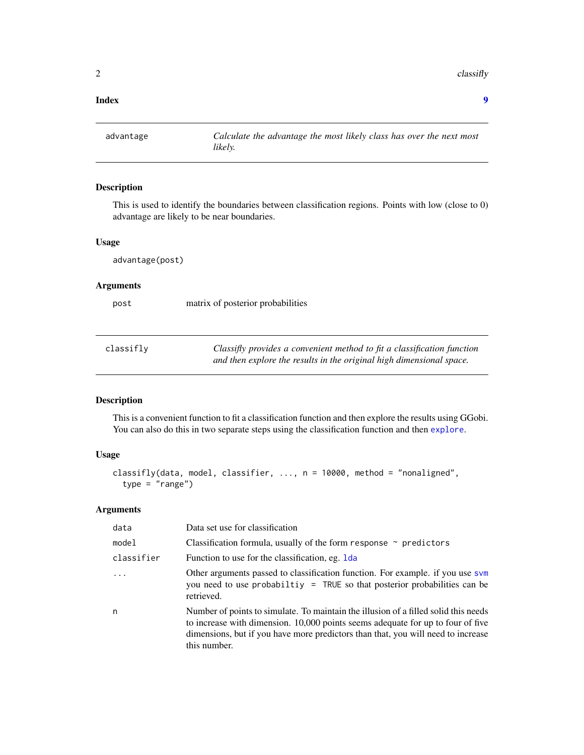**Index** **9**

---

## advantage — *Calculate the advantage the most likely class has over the next most likely.*

---

### Description

This is used to identify the boundaries between classification regions. Points with low (close to 0) advantage are likely to be near boundaries.

### Usage

```
advantage(post)
```

### Arguments

| | |
|---|---|
| `post` | matrix of posterior probabilities |

---

## classifly — *Classifly provides a convenient method to fit a classification function and then explore the results in the original high dimensional space.*

---

### Description

This is a convenient function to fit a classification function and then explore the results using GGobi. You can also do this in two separate steps using the classification function and then `explore`.

### Usage

```
classifly(data, model, classifier, ..., n = 10000, method = "nonaligned",
  type = "range")
```

### Arguments

| | |
|---|---|
| `data` | Data set use for classification |
| `model` | Classification formula, usually of the form `response ~ predictors` |
| `classifier` | Function to use for the classification, eg. `lda` |
| `...` | Other arguments passed to classification function. For example. if you use `svm` you need to use `probabiltiy = TRUE` so that posterior probabilities can be retrieved. |
| `n` | Number of points to simulate. To maintain the illusion of a filled solid this needs to increase with dimension. 10,000 points seems adequate for up to four of five dimensions, but if you have more predictors than that, you will need to increase this number. |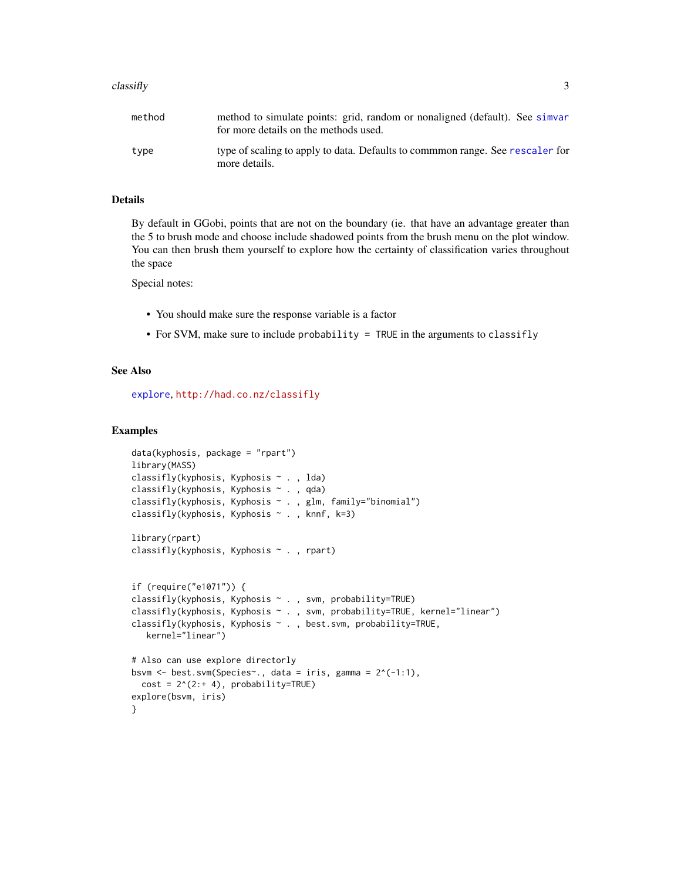| | |
|---|---|
| method | method to simulate points: grid, random or nonaligned (default). See simvar for more details on the methods used. |
| type | type of scaling to apply to data. Defaults to commmon range. See rescaler for more details. |

## Details

By default in GGobi, points that are not on the boundary (ie. that have an advantage greater than the 5 to brush mode and choose include shadowed points from the brush menu on the plot window. You can then brush them yourself to explore how the certainty of classification varies throughout the space

Special notes:

- You should make sure the response variable is a factor
- For SVM, make sure to include `probability = TRUE` in the arguments to `classifly`

## See Also

explore, http://had.co.nz/classifly

## Examples

```
data(kyphosis, package = "rpart")
library(MASS)
classifly(kyphosis, Kyphosis ~ . , lda)
classifly(kyphosis, Kyphosis ~ . , qda)
classifly(kyphosis, Kyphosis ~ . , glm, family="binomial")
classifly(kyphosis, Kyphosis ~ . , knnf, k=3)

library(rpart)
classifly(kyphosis, Kyphosis ~ . , rpart)


if (require("e1071")) {
classifly(kyphosis, Kyphosis ~ . , svm, probability=TRUE)
classifly(kyphosis, Kyphosis ~ . , svm, probability=TRUE, kernel="linear")
classifly(kyphosis, Kyphosis ~ . , best.svm, probability=TRUE,
   kernel="linear")

# Also can use explore directory
bsvm <- best.svm(Species~., data = iris, gamma = 2^(-1:1),
  cost = 2^(2:+ 4), probability=TRUE)
explore(bsvm, iris)
}
```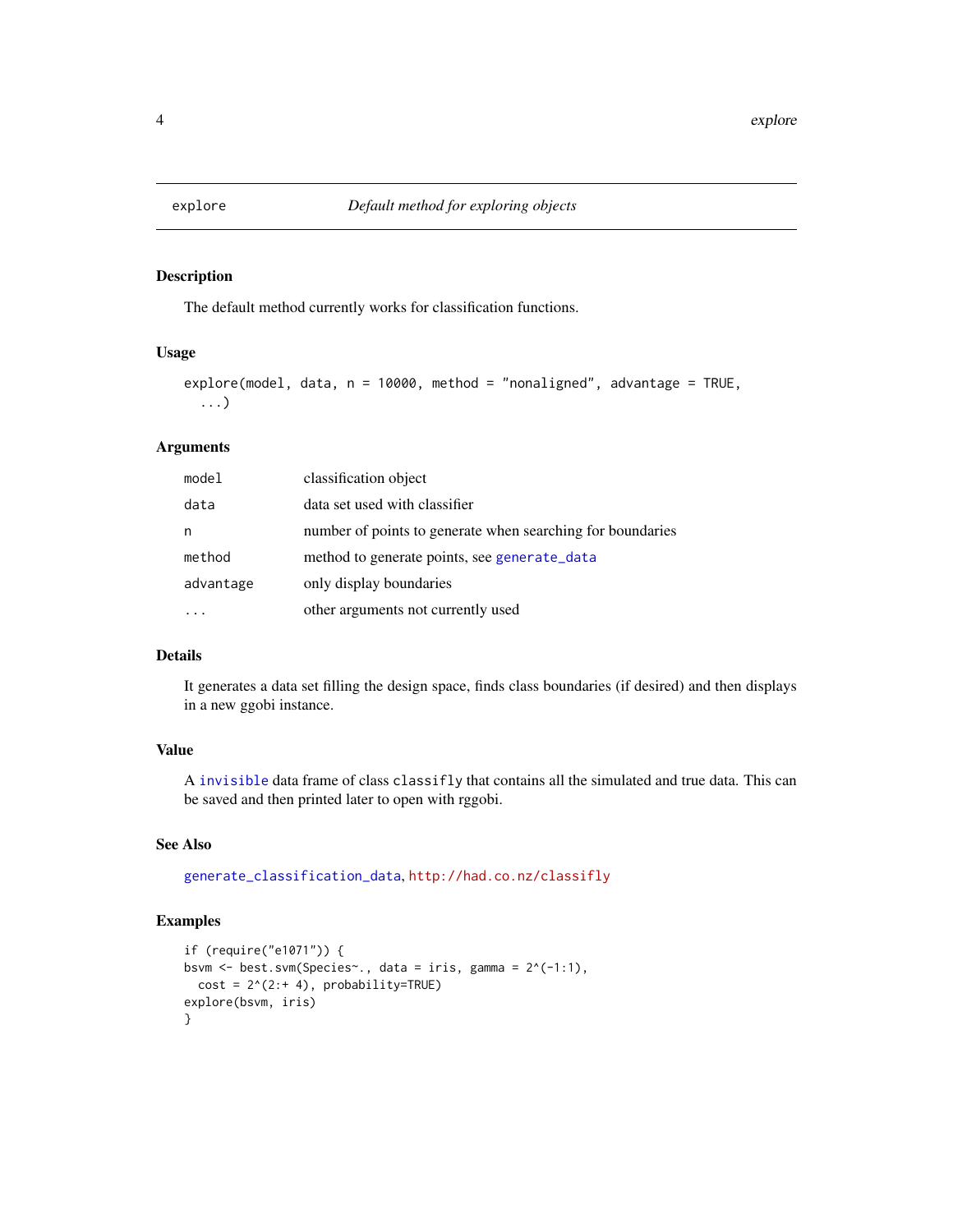## explore — *Default method for exploring objects*

### Description

The default method currently works for classification functions.

### Usage

```
explore(model, data, n = 10000, method = "nonaligned", advantage = TRUE,
  ...)
```

### Arguments

| | |
|---|---|
| `model` | classification object |
| `data` | data set used with classifier |
| `n` | number of points to generate when searching for boundaries |
| `method` | method to generate points, see `generate_data` |
| `advantage` | only display boundaries |
| `...` | other arguments not currently used |

### Details

It generates a data set filling the design space, finds class boundaries (if desired) and then displays in a new ggobi instance.

### Value

A `invisible` data frame of class `classifly` that contains all the simulated and true data. This can be saved and then printed later to open with rggobi.

### See Also

`generate_classification_data`, http://had.co.nz/classifly

### Examples

```
if (require("e1071")) {
bsvm <- best.svm(Species~., data = iris, gamma = 2^(-1:1),
  cost = 2^(2:+ 4), probability=TRUE)
explore(bsvm, iris)
}
```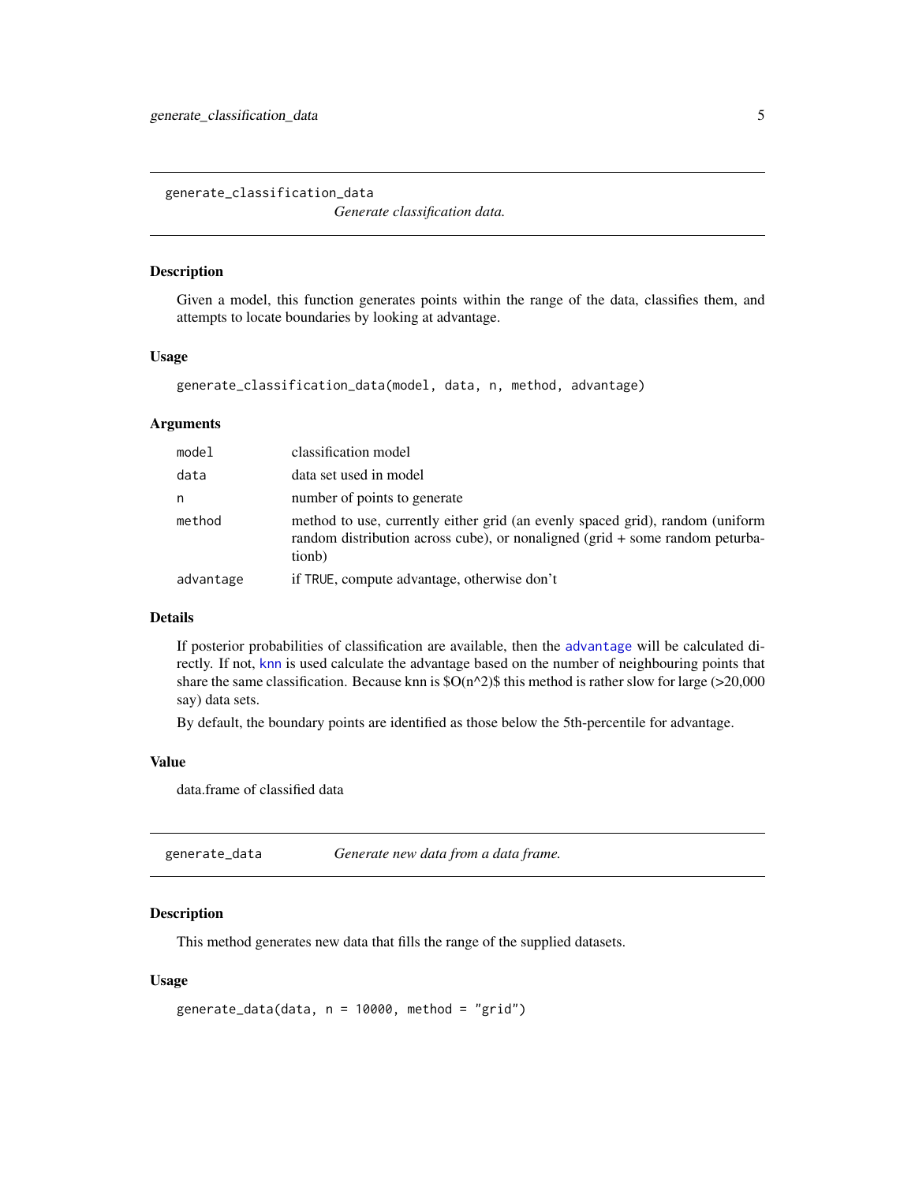## generate_classification_data

*Generate classification data.*

### Description

Given a model, this function generates points within the range of the data, classifies them, and attempts to locate boundaries by looking at advantage.

### Usage

```
generate_classification_data(model, data, n, method, advantage)
```

### Arguments

| | |
|---|---|
| `model` | classification model |
| `data` | data set used in model |
| `n` | number of points to generate |
| `method` | method to use, currently either grid (an evenly spaced grid), random (uniform random distribution across cube), or nonaligned (grid + some random peturbationb) |
| `advantage` | if `TRUE`, compute advantage, otherwise don't |

### Details

If posterior probabilities of classification are available, then the `advantage` will be calculated directly. If not, `knn` is used calculate the advantage based on the number of neighbouring points that share the same classification. Because knn is $O(n^2)$ this method is rather slow for large (>20,000 say) data sets.

By default, the boundary points are identified as those below the 5th-percentile for advantage.

### Value

data.frame of classified data

## generate_data

*Generate new data from a data frame.*

### Description

This method generates new data that fills the range of the supplied datasets.

### Usage

```
generate_data(data, n = 10000, method = "grid")
```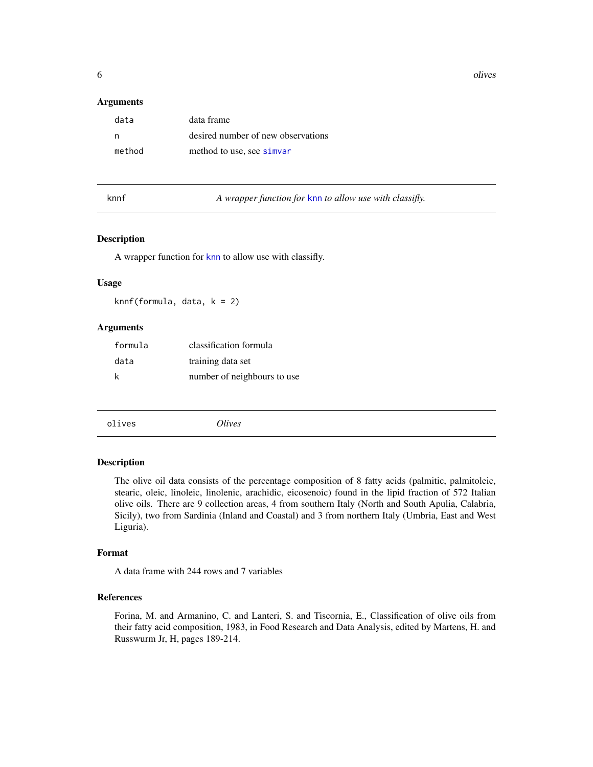### Arguments

| | |
|---|---|
| `data` | data frame |
| `n` | desired number of new observations |
| `method` | method to use, see simvar |

---

## knnf — *A wrapper function for knn to allow use with classifly.*

### Description

A wrapper function for knn to allow use with classifly.

### Usage

```
knnf(formula, data, k = 2)
```

### Arguments

| | |
|---|---|
| `formula` | classification formula |
| `data` | training data set |
| `k` | number of neighbours to use |

---

## olives — *Olives*

### Description

The olive oil data consists of the percentage composition of 8 fatty acids (palmitic, palmitoleic, stearic, oleic, linoleic, linolenic, arachidic, eicosenoic) found in the lipid fraction of 572 Italian olive oils. There are 9 collection areas, 4 from southern Italy (North and South Apulia, Calabria, Sicily), two from Sardinia (Inland and Coastal) and 3 from northern Italy (Umbria, East and West Liguria).

### Format

A data frame with 244 rows and 7 variables

### References

Forina, M. and Armanino, C. and Lanteri, S. and Tiscornia, E., Classification of olive oils from their fatty acid composition, 1983, in Food Research and Data Analysis, edited by Martens, H. and Russwurm Jr, H, pages 189-214.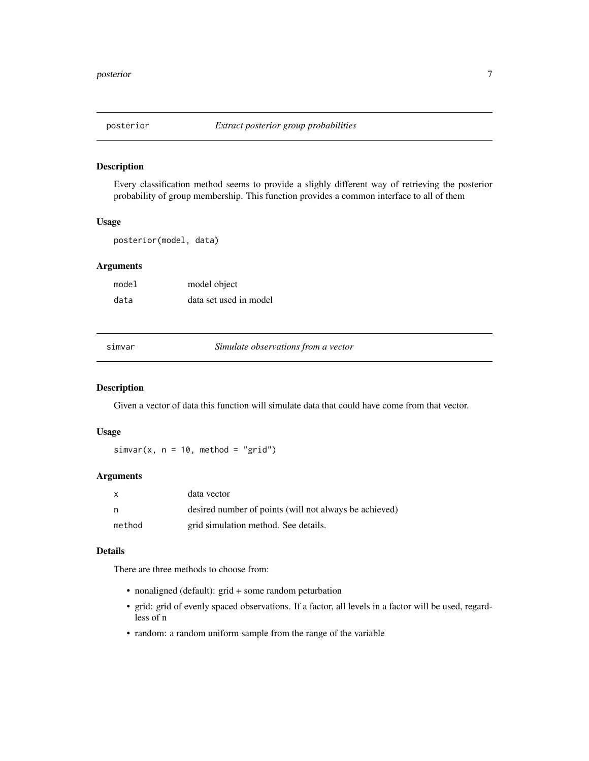## posterior — *Extract posterior group probabilities*

### Description

Every classification method seems to provide a slighly different way of retrieving the posterior probability of group membership. This function provides a common interface to all of them

### Usage

```
posterior(model, data)
```

### Arguments

| | |
|---|---|
| model | model object |
| data | data set used in model |

## simvar — *Simulate observations from a vector*

### Description

Given a vector of data this function will simulate data that could have come from that vector.

### Usage

```
simvar(x, n = 10, method = "grid")
```

### Arguments

| | |
|---|---|
| x | data vector |
| n | desired number of points (will not always be achieved) |
| method | grid simulation method. See details. |

### Details

There are three methods to choose from:

- nonaligned (default): grid + some random peturbation
- grid: grid of evenly spaced observations. If a factor, all levels in a factor will be used, regardless of n
- random: a random uniform sample from the range of the variable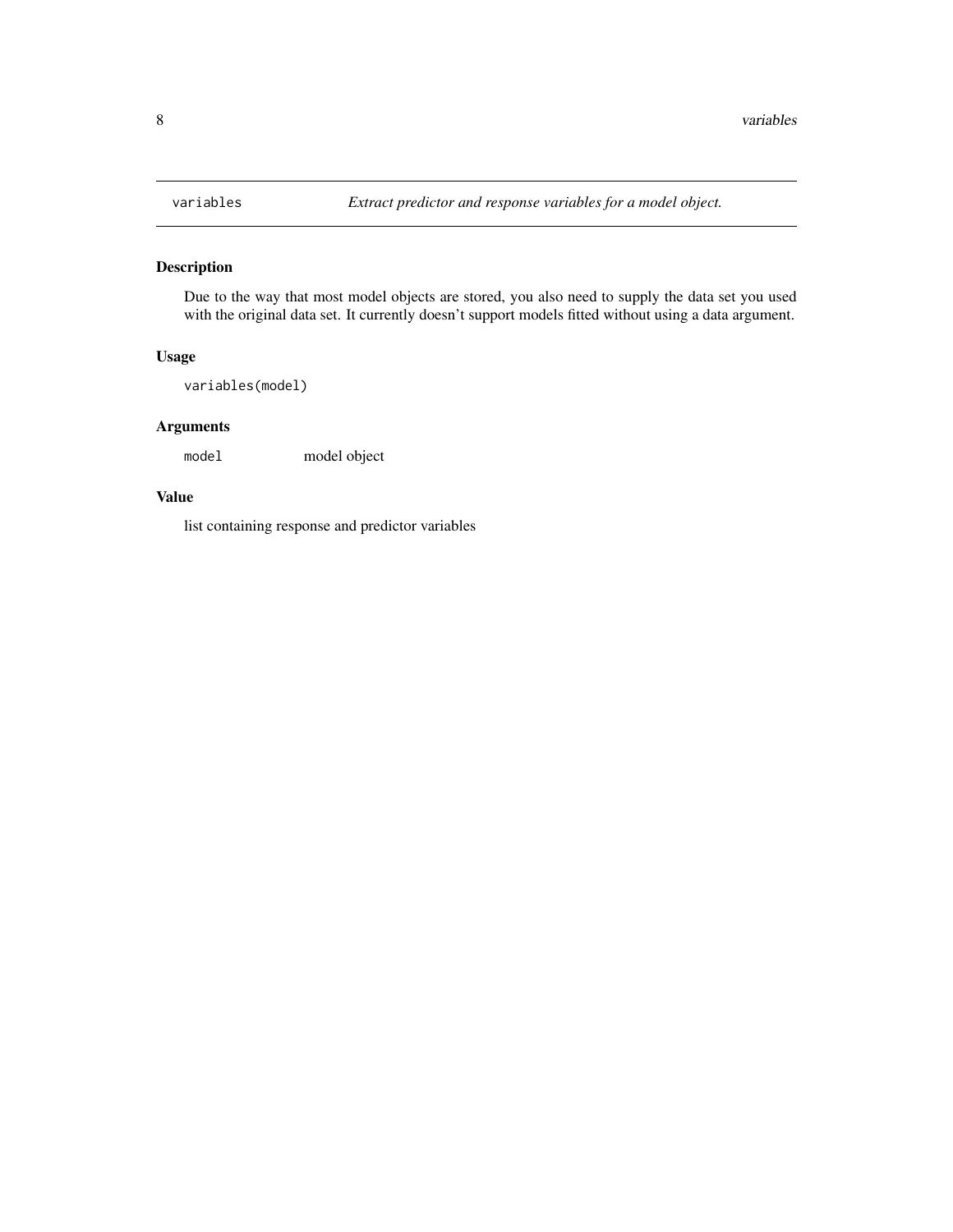## variables — *Extract predictor and response variables for a model object.*

### Description

Due to the way that most model objects are stored, you also need to supply the data set you used with the original data set. It currently doesn't support models fitted without using a data argument.

### Usage

```
variables(model)
```

### Arguments

| | |
|---|---|
| `model` | model object |

### Value

list containing response and predictor variables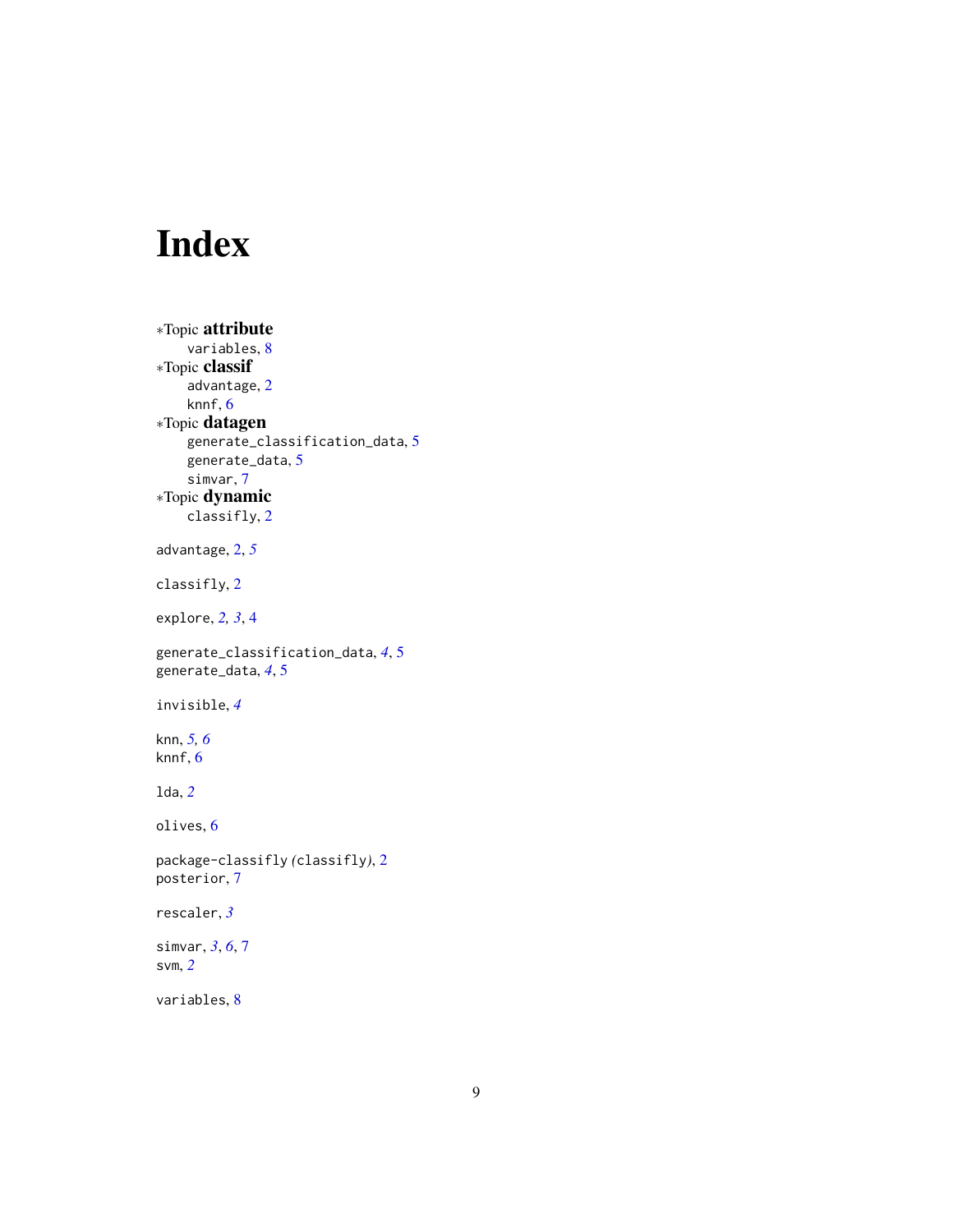# Index

∗Topic **attribute**
variables, 8
∗Topic **classif**
advantage, 2
knnf, 6
∗Topic **datagen**
generate_classification_data, 5
generate_data, 5
simvar, 7
∗Topic **dynamic**
classifly, 2

advantage, 2, *5*

classifly, 2

explore, *2, 3*, 4

generate_classification_data, *4*, 5
generate_data, *4*, 5

invisible, *4*

knn, *5, 6*
knnf, 6

lda, *2*

olives, 6

package-classifly *(*classifly*)*, 2
posterior, 7

rescaler, *3*

simvar, *3*, *6*, 7
svm, *2*

variables, 8